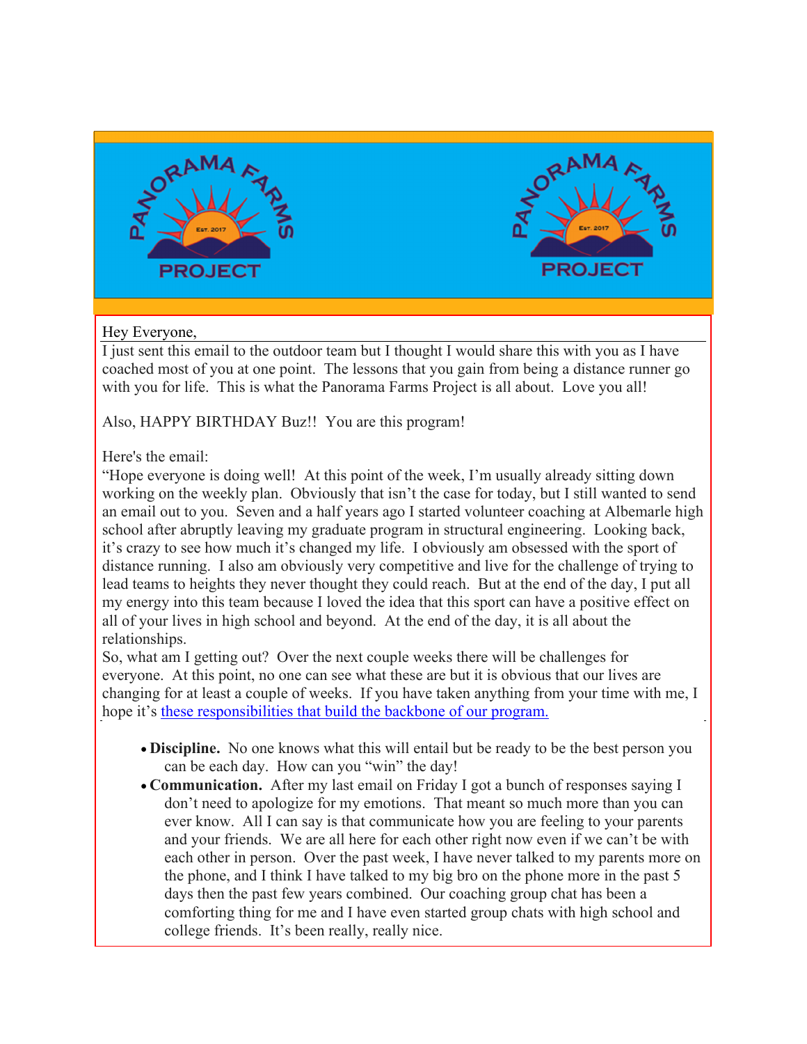Hey Everyone,

I just sent this email to the outdoor team but I thought I would share this with you as I have coached most of you at one point. The lessons that you gain from being a distance runner go with you for life. This is what the Panorama Farms Project is all about. Love you all!

Also, HAPPY BIRTHDAY Buz!! You are this program!

Here's the email:

"Hope everyone is doing well! At this point of the week, I'm usually already sitting down working on the weekly plan. Obviously that isn't the case for today, but I still wanted to send an email out to you. Seven and a half years ago I started volunteer coaching at Albemarle high school after abruptly leaving my graduate program in structural engineering. Looking back, it's crazy to see how much it's changed my life. I obviously am obsessed with the sport of distance running. I also am obviously very competitive and live for the challenge of trying to lead teams to heights they never thought they could reach. But at the end of the day, I put all my energy into this team because I loved the idea that this sport can have a positive effect on all of your lives in high school and beyond. At the end of the day, it is all about the relationships.

So, what am I getting out? Over the next couple weeks there will be challenges for everyone. At this point, no one can see what these are but it is obvious that our lives are changing for at least a couple of weeks. If you have taken anything from your time with me, I hope it's these responsibilities that build the backbone of our program.

- **Discipline.** No one knows what this will entail but be ready to be the best person you can be each day. How can you "win" the day!
- **Communication.** After my last email on Friday I got a bunch of responses saying I don't need to apologize for my emotions. That meant so much more than you can ever know. All I can say is that communicate how you are feeling to your parents and your friends. We are all here for each other right now even if we can't be with each other in person. Over the past week, I have never talked to my parents more on the phone, and I think I have talked to my big bro on the phone more in the past 5 days then the past few years combined. Our coaching group chat has been a comforting thing for me and I have even started group chats with high school and college friends. It's been really, really nice.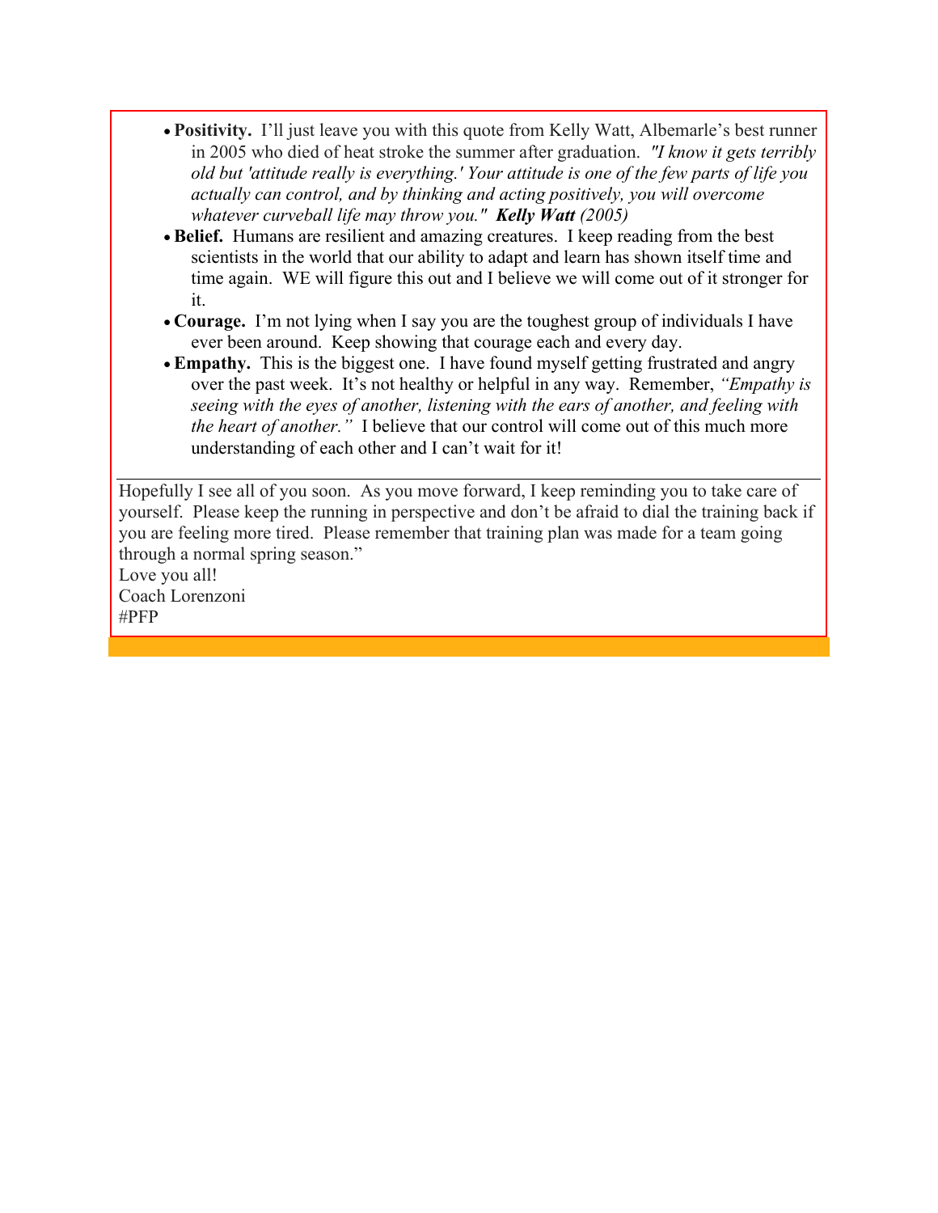- **Positivity.** I'll just leave you with this quote from Kelly Watt, Albemarle's best runner in 2005 who died of heat stroke the summer after graduation. *"I know it gets terribly old but 'attitude really is everything.' Your attitude is one of the few parts of life you actually can control, and by thinking and acting positively, you will overcome whatever curveball life may throw you."* ***Kelly Watt*** *(2005)*
- **Belief.** Humans are resilient and amazing creatures. I keep reading from the best scientists in the world that our ability to adapt and learn has shown itself time and time again. WE will figure this out and I believe we will come out of it stronger for it.
- **Courage.** I'm not lying when I say you are the toughest group of individuals I have ever been around. Keep showing that courage each and every day.
- **Empathy.** This is the biggest one. I have found myself getting frustrated and angry over the past week. It's not healthy or helpful in any way. Remember, *"Empathy is seeing with the eyes of another, listening with the ears of another, and feeling with the heart of another."* I believe that our control will come out of this much more understanding of each other and I can't wait for it!

---

Hopefully I see all of you soon. As you move forward, I keep reminding you to take care of yourself. Please keep the running in perspective and don't be afraid to dial the training back if you are feeling more tired. Please remember that training plan was made for a team going through a normal spring season."

Love you all!

Coach Lorenzoni

#PFP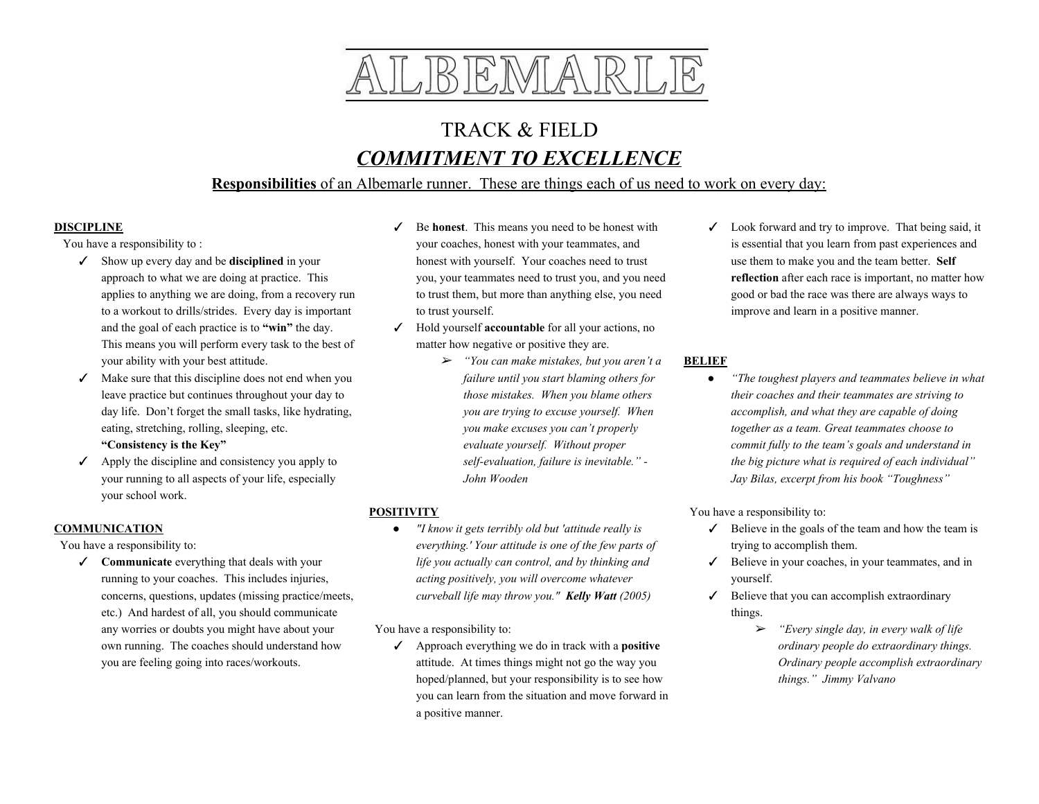# ALBEMARLE

## TRACK & FIELD

## ***COMMITMENT TO EXCELLENCE***

**Responsibilities** of an Albemarle runner. These are things each of us need to work on every day:

### DISCIPLINE

You have a responsibility to :

- ✓ Show up every day and be **disciplined** in your approach to what we are doing at practice. This applies to anything we are doing, from a recovery run to a workout to drills/strides. Every day is important and the goal of each practice is to **"win"** the day. This means you will perform every task to the best of your ability with your best attitude.
- ✓ Make sure that this discipline does not end when you leave practice but continues throughout your day to day life. Don't forget the small tasks, like hydrating, eating, stretching, rolling, sleeping, etc. **"Consistency is the Key"**
- ✓ Apply the discipline and consistency you apply to your running to all aspects of your life, especially your school work.

### COMMUNICATION

You have a responsibility to:

- ✓ **Communicate** everything that deals with your running to your coaches. This includes injuries, concerns, questions, updates (missing practice/meets, etc.) And hardest of all, you should communicate any worries or doubts you might have about your own running. The coaches should understand how you are feeling going into races/workouts.
- ✓ Be **honest**. This means you need to be honest with your coaches, honest with your teammates, and honest with yourself. Your coaches need to trust you, your teammates need to trust you, and you need to trust them, but more than anything else, you need to trust yourself.
- ✓ Hold yourself **accountable** for all your actions, no matter how negative or positive they are.
  - ➢ *"You can make mistakes, but you aren't a failure until you start blaming others for those mistakes. When you blame others you are trying to excuse yourself. When you make excuses you can't properly evaluate yourself. Without proper self-evaluation, failure is inevitable." - John Wooden*

### POSITIVITY

- *"I know it gets terribly old but 'attitude really is everything.' Your attitude is one of the few parts of life you actually can control, and by thinking and acting positively, you will overcome whatever curveball life may throw you."* ***Kelly Watt*** *(2005)*

You have a responsibility to:

- ✓ Approach everything we do in track with a **positive** attitude. At times things might not go the way you hoped/planned, but your responsibility is to see how you can learn from the situation and move forward in a positive manner.
- ✓ Look forward and try to improve. That being said, it is essential that you learn from past experiences and use them to make you and the team better. **Self reflection** after each race is important, no matter how good or bad the race was there are always ways to improve and learn in a positive manner.

### BELIEF

- *"The toughest players and teammates believe in what their coaches and their teammates are striving to accomplish, and what they are capable of doing together as a team. Great teammates choose to commit fully to the team's goals and understand in the big picture what is required of each individual" Jay Bilas, excerpt from his book "Toughness"*

You have a responsibility to:

- ✓ Believe in the goals of the team and how the team is trying to accomplish them.
- ✓ Believe in your coaches, in your teammates, and in yourself.
- ✓ Believe that you can accomplish extraordinary things.
  - ➢ *"Every single day, in every walk of life ordinary people do extraordinary things. Ordinary people accomplish extraordinary things." Jimmy Valvano*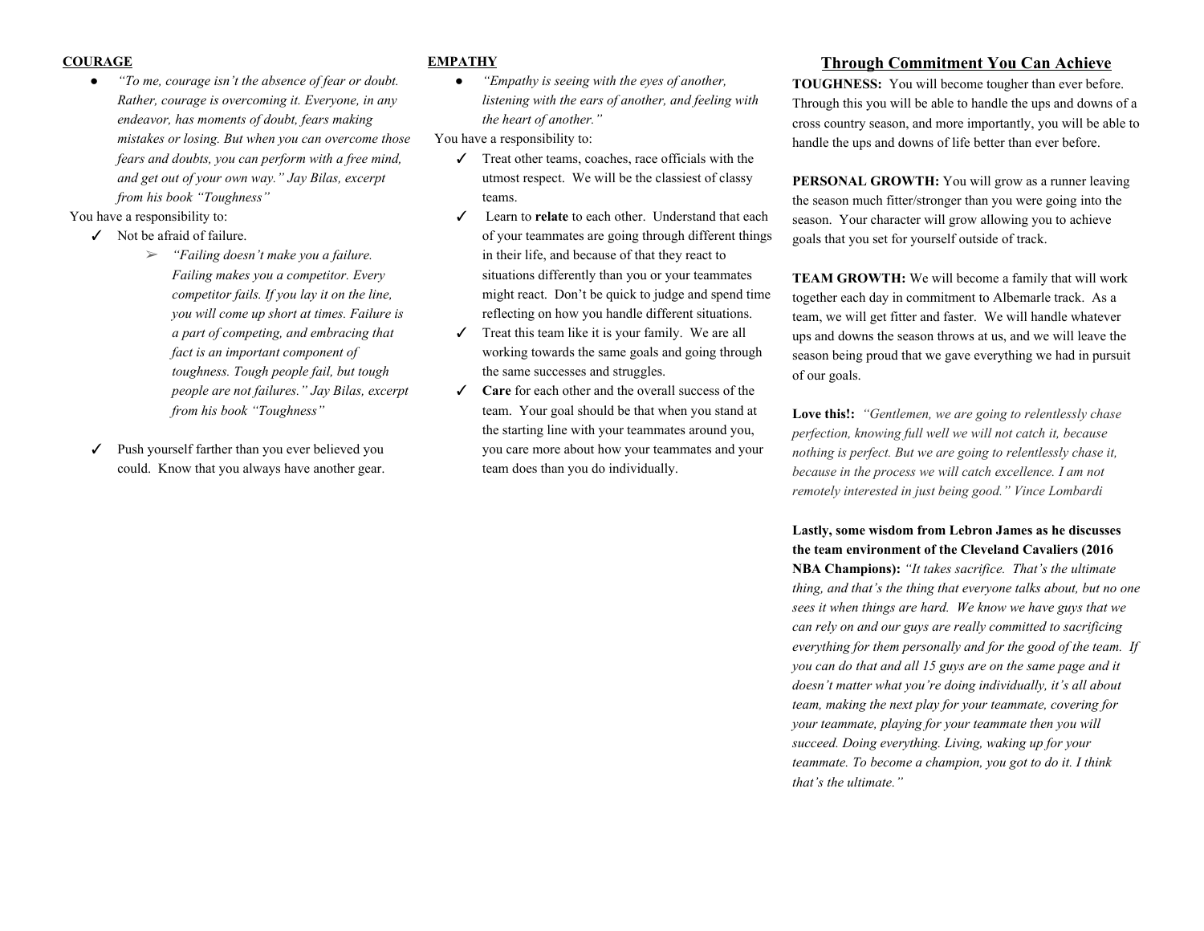## COURAGE

- *"To me, courage isn't the absence of fear or doubt. Rather, courage is overcoming it. Everyone, in any endeavor, has moments of doubt, fears making mistakes or losing. But when you can overcome those fears and doubts, you can perform with a free mind, and get out of your own way." Jay Bilas, excerpt from his book "Toughness"*

You have a responsibility to:

- ✓ Not be afraid of failure.
  - ➢ *"Failing doesn't make you a failure. Failing makes you a competitor. Every competitor fails. If you lay it on the line, you will come up short at times. Failure is a part of competing, and embracing that fact is an important component of toughness. Tough people fail, but tough people are not failures." Jay Bilas, excerpt from his book "Toughness"*
- ✓ Push yourself farther than you ever believed you could. Know that you always have another gear.

## EMPATHY

- *"Empathy is seeing with the eyes of another, listening with the ears of another, and feeling with the heart of another."*

You have a responsibility to:

- ✓ Treat other teams, coaches, race officials with the utmost respect. We will be the classiest of classy teams.
- ✓ Learn to **relate** to each other. Understand that each of your teammates are going through different things in their life, and because of that they react to situations differently than you or your teammates might react. Don't be quick to judge and spend time reflecting on how you handle different situations.
- ✓ Treat this team like it is your family. We are all working towards the same goals and going through the same successes and struggles.
- ✓ **Care** for each other and the overall success of the team. Your goal should be that when you stand at the starting line with your teammates around you, you care more about how your teammates and your team does than you do individually.

## Through Commitment You Can Achieve

**TOUGHNESS:** You will become tougher than ever before. Through this you will be able to handle the ups and downs of a cross country season, and more importantly, you will be able to handle the ups and downs of life better than ever before.

**PERSONAL GROWTH:** You will grow as a runner leaving the season much fitter/stronger than you were going into the season. Your character will grow allowing you to achieve goals that you set for yourself outside of track.

**TEAM GROWTH:** We will become a family that will work together each day in commitment to Albemarle track. As a team, we will get fitter and faster. We will handle whatever ups and downs the season throws at us, and we will leave the season being proud that we gave everything we had in pursuit of our goals.

**Love this!:** *"Gentlemen, we are going to relentlessly chase perfection, knowing full well we will not catch it, because nothing is perfect. But we are going to relentlessly chase it, because in the process we will catch excellence. I am not remotely interested in just being good." Vince Lombardi*

**Lastly, some wisdom from Lebron James as he discusses the team environment of the Cleveland Cavaliers (2016 NBA Champions):** *"It takes sacrifice. That's the ultimate thing, and that's the thing that everyone talks about, but no one sees it when things are hard. We know we have guys that we can rely on and our guys are really committed to sacrificing everything for them personally and for the good of the team. If you can do that and all 15 guys are on the same page and it doesn't matter what you're doing individually, it's all about team, making the next play for your teammate, covering for your teammate, playing for your teammate then you will succeed. Doing everything. Living, waking up for your teammate. To become a champion, you got to do it. I think that's the ultimate."*